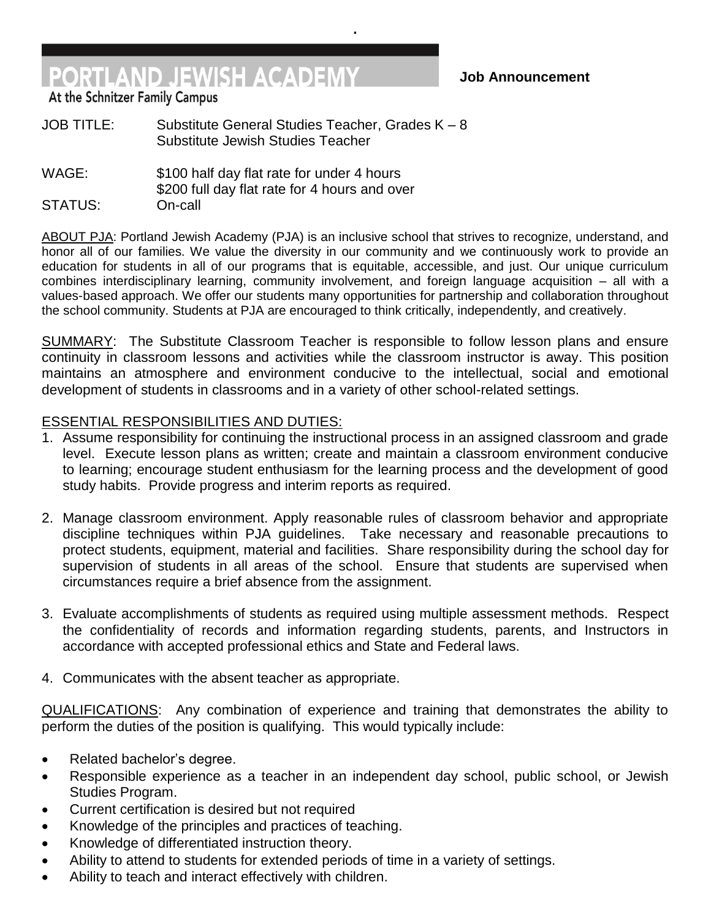# PORTLAND JEWISH ACADEMY

At the Schnitzer Family Campus

**Job Announcement**

JOB TITLE: Substitute General Studies Teacher, Grades K – 8
Substitute Jewish Studies Teacher

WAGE: \$100 half day flat rate for under 4 hours
\$200 full day flat rate for 4 hours and over

STATUS: On-call

ABOUT PJA: Portland Jewish Academy (PJA) is an inclusive school that strives to recognize, understand, and honor all of our families. We value the diversity in our community and we continuously work to provide an education for students in all of our programs that is equitable, accessible, and just. Our unique curriculum combines interdisciplinary learning, community involvement, and foreign language acquisition – all with a values-based approach. We offer our students many opportunities for partnership and collaboration throughout the school community. Students at PJA are encouraged to think critically, independently, and creatively.

SUMMARY: The Substitute Classroom Teacher is responsible to follow lesson plans and ensure continuity in classroom lessons and activities while the classroom instructor is away. This position maintains an atmosphere and environment conducive to the intellectual, social and emotional development of students in classrooms and in a variety of other school-related settings.

ESSENTIAL RESPONSIBILITIES AND DUTIES:

1. Assume responsibility for continuing the instructional process in an assigned classroom and grade level. Execute lesson plans as written; create and maintain a classroom environment conducive to learning; encourage student enthusiasm for the learning process and the development of good study habits. Provide progress and interim reports as required.

2. Manage classroom environment. Apply reasonable rules of classroom behavior and appropriate discipline techniques within PJA guidelines. Take necessary and reasonable precautions to protect students, equipment, material and facilities. Share responsibility during the school day for supervision of students in all areas of the school. Ensure that students are supervised when circumstances require a brief absence from the assignment.

3. Evaluate accomplishments of students as required using multiple assessment methods. Respect the confidentiality of records and information regarding students, parents, and Instructors in accordance with accepted professional ethics and State and Federal laws.

4. Communicates with the absent teacher as appropriate.

QUALIFICATIONS: Any combination of experience and training that demonstrates the ability to perform the duties of the position is qualifying. This would typically include:

- Related bachelor's degree.
- Responsible experience as a teacher in an independent day school, public school, or Jewish Studies Program.
- Current certification is desired but not required
- Knowledge of the principles and practices of teaching.
- Knowledge of differentiated instruction theory.
- Ability to attend to students for extended periods of time in a variety of settings.
- Ability to teach and interact effectively with children.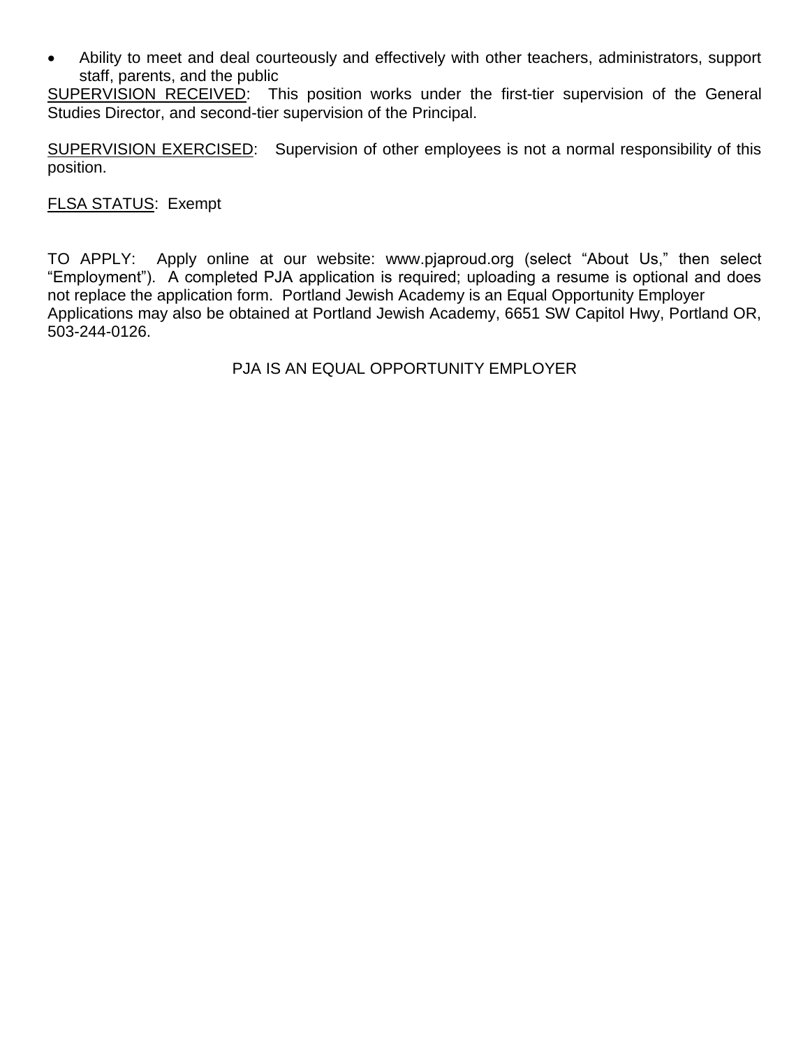- Ability to meet and deal courteously and effectively with other teachers, administrators, support staff, parents, and the public

SUPERVISION RECEIVED: This position works under the first-tier supervision of the General Studies Director, and second-tier supervision of the Principal.

SUPERVISION EXERCISED: Supervision of other employees is not a normal responsibility of this position.

FLSA STATUS: Exempt

TO APPLY: Apply online at our website: www.pjaproud.org (select "About Us," then select "Employment"). A completed PJA application is required; uploading a resume is optional and does not replace the application form. Portland Jewish Academy is an Equal Opportunity Employer
Applications may also be obtained at Portland Jewish Academy, 6651 SW Capitol Hwy, Portland OR, 503-244-0126.

PJA IS AN EQUAL OPPORTUNITY EMPLOYER